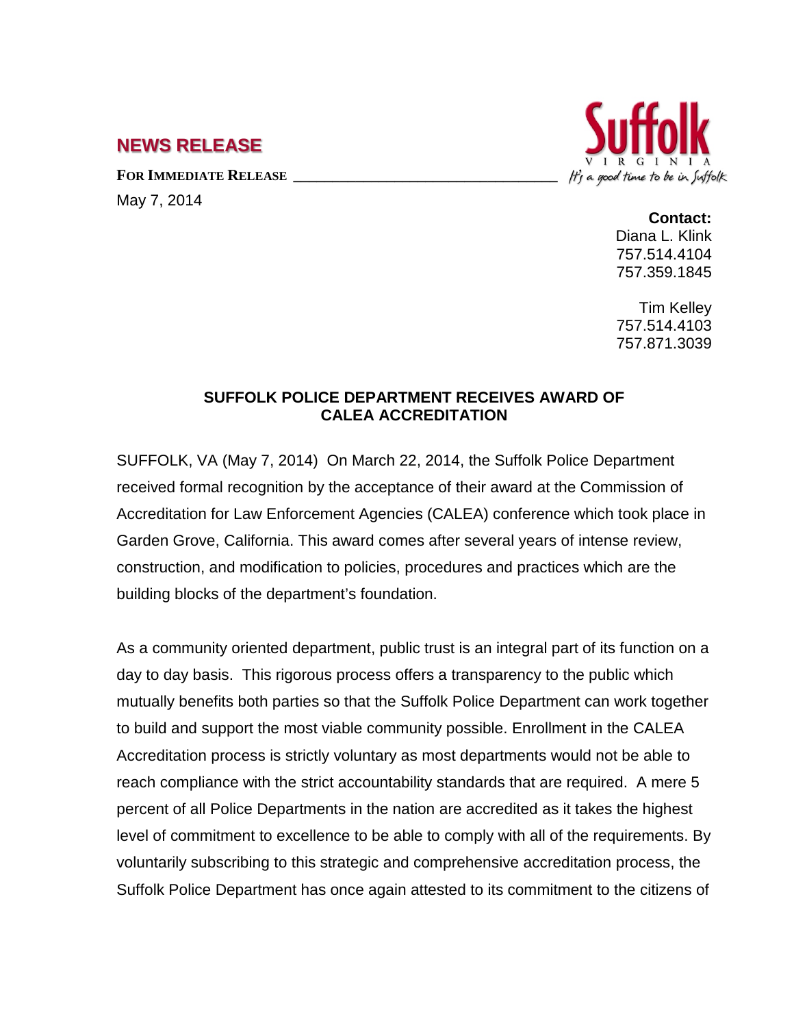# NEWS RELEASE

**FOR IMMEDIATE RELEASE**

May 7, 2014

Suffolk VIRGINIA *It's a good time to be in Suffolk*

**Contact:**
Diana L. Klink
757.514.4104
757.359.1845

Tim Kelley
757.514.4103
757.871.3039

## SUFFOLK POLICE DEPARTMENT RECEIVES AWARD OF CALEA ACCREDITATION

SUFFOLK, VA (May 7, 2014) On March 22, 2014, the Suffolk Police Department received formal recognition by the acceptance of their award at the Commission of Accreditation for Law Enforcement Agencies (CALEA) conference which took place in Garden Grove, California. This award comes after several years of intense review, construction, and modification to policies, procedures and practices which are the building blocks of the department's foundation.

As a community oriented department, public trust is an integral part of its function on a day to day basis. This rigorous process offers a transparency to the public which mutually benefits both parties so that the Suffolk Police Department can work together to build and support the most viable community possible. Enrollment in the CALEA Accreditation process is strictly voluntary as most departments would not be able to reach compliance with the strict accountability standards that are required. A mere 5 percent of all Police Departments in the nation are accredited as it takes the highest level of commitment to excellence to be able to comply with all of the requirements. By voluntarily subscribing to this strategic and comprehensive accreditation process, the Suffolk Police Department has once again attested to its commitment to the citizens of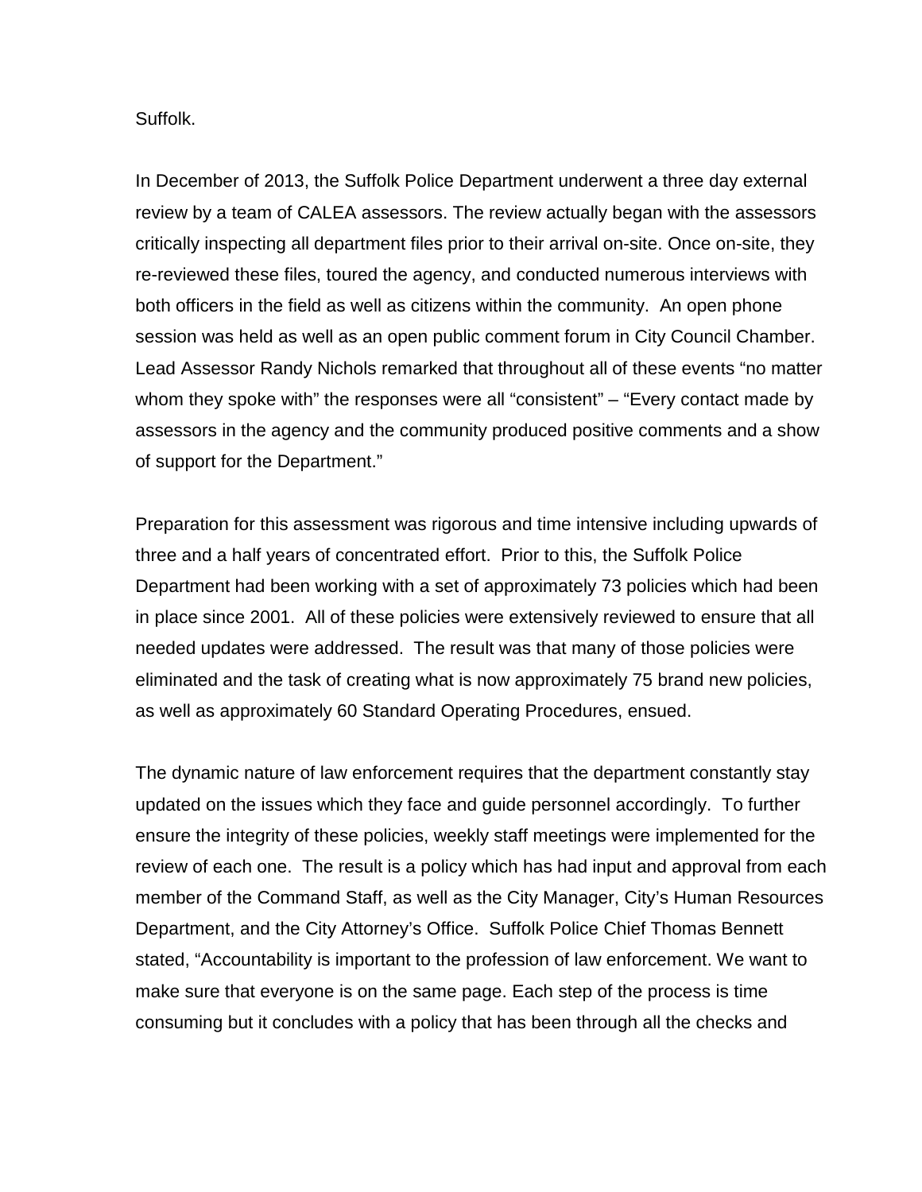Suffolk.

In December of 2013, the Suffolk Police Department underwent a three day external review by a team of CALEA assessors. The review actually began with the assessors critically inspecting all department files prior to their arrival on-site. Once on-site, they re-reviewed these files, toured the agency, and conducted numerous interviews with both officers in the field as well as citizens within the community. An open phone session was held as well as an open public comment forum in City Council Chamber. Lead Assessor Randy Nichols remarked that throughout all of these events "no matter whom they spoke with" the responses were all "consistent" – "Every contact made by assessors in the agency and the community produced positive comments and a show of support for the Department."

Preparation for this assessment was rigorous and time intensive including upwards of three and a half years of concentrated effort. Prior to this, the Suffolk Police Department had been working with a set of approximately 73 policies which had been in place since 2001. All of these policies were extensively reviewed to ensure that all needed updates were addressed. The result was that many of those policies were eliminated and the task of creating what is now approximately 75 brand new policies, as well as approximately 60 Standard Operating Procedures, ensued.

The dynamic nature of law enforcement requires that the department constantly stay updated on the issues which they face and guide personnel accordingly. To further ensure the integrity of these policies, weekly staff meetings were implemented for the review of each one. The result is a policy which has had input and approval from each member of the Command Staff, as well as the City Manager, City's Human Resources Department, and the City Attorney's Office. Suffolk Police Chief Thomas Bennett stated, "Accountability is important to the profession of law enforcement. We want to make sure that everyone is on the same page. Each step of the process is time consuming but it concludes with a policy that has been through all the checks and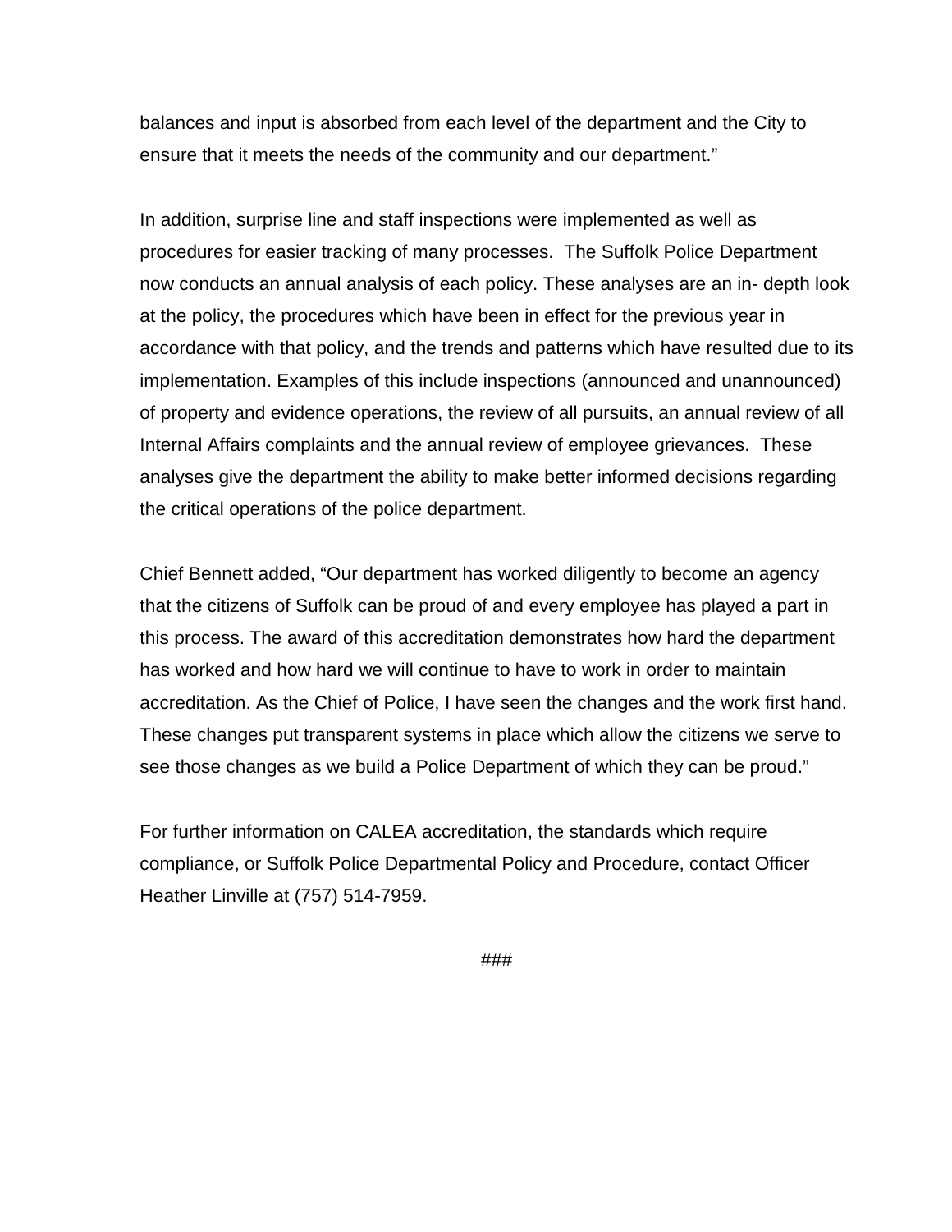balances and input is absorbed from each level of the department and the City to ensure that it meets the needs of the community and our department."

In addition, surprise line and staff inspections were implemented as well as procedures for easier tracking of many processes. The Suffolk Police Department now conducts an annual analysis of each policy. These analyses are an in- depth look at the policy, the procedures which have been in effect for the previous year in accordance with that policy, and the trends and patterns which have resulted due to its implementation. Examples of this include inspections (announced and unannounced) of property and evidence operations, the review of all pursuits, an annual review of all Internal Affairs complaints and the annual review of employee grievances. These analyses give the department the ability to make better informed decisions regarding the critical operations of the police department.

Chief Bennett added, "Our department has worked diligently to become an agency that the citizens of Suffolk can be proud of and every employee has played a part in this process. The award of this accreditation demonstrates how hard the department has worked and how hard we will continue to have to work in order to maintain accreditation. As the Chief of Police, I have seen the changes and the work first hand. These changes put transparent systems in place which allow the citizens we serve to see those changes as we build a Police Department of which they can be proud."

For further information on CALEA accreditation, the standards which require compliance, or Suffolk Police Departmental Policy and Procedure, contact Officer Heather Linville at (757) 514-7959.

###